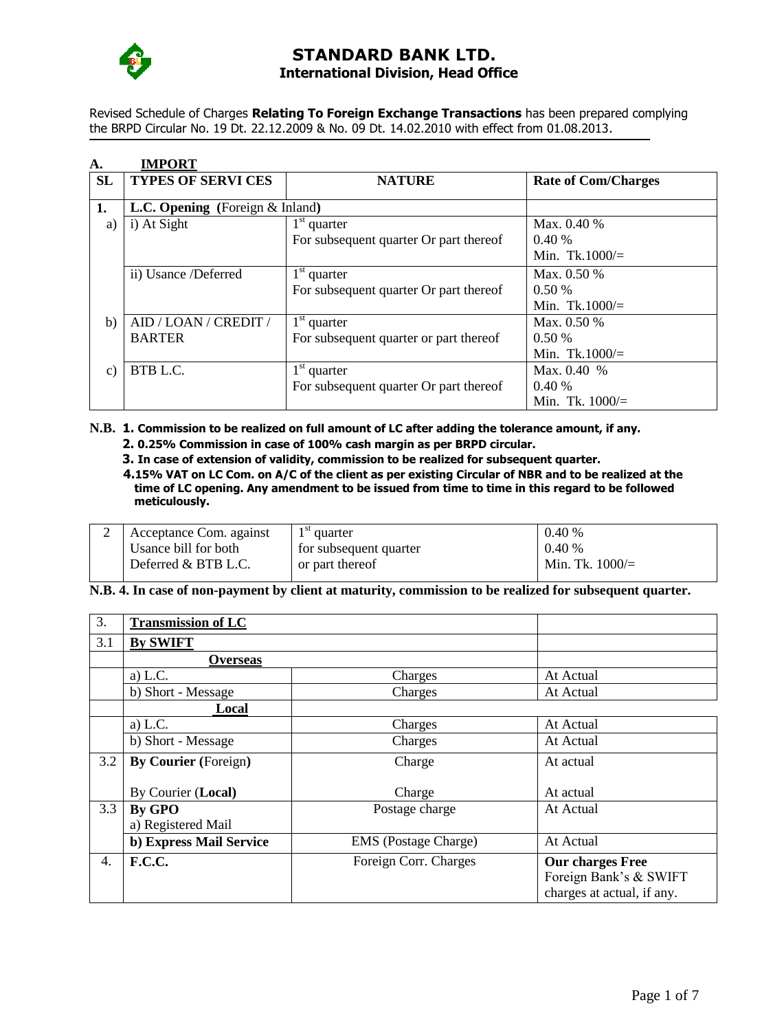# STANDARD BANK LTD.
## International Division, Head Office

Revised Schedule of Charges **Relating To Foreign Exchange Transactions** has been prepared complying the BRPD Circular No. 19 Dt. 22.12.2009 & No. 09 Dt. 14.02.2010 with effect from 01.08.2013.

## A. IMPORT

| SL | TYPES OF SERVI CES | NATURE | Rate of Com/Charges |
|---|---|---|---|
| **1.** | **L.C. Opening (**Foreign & Inland**)** | | |
| a) | i) At Sight | 1st quarter<br>For subsequent quarter Or part thereof | Max. 0.40 %<br>0.40 %<br>Min. Tk.1000/= |
| | ii) Usance /Deferred | 1st quarter<br>For subsequent quarter Or part thereof | Max. 0.50 %<br>0.50 %<br>Min. Tk.1000/= |
| b) | AID / LOAN / CREDIT / BARTER | 1st quarter<br>For subsequent quarter or part thereof | Max. 0.50 %<br>0.50 %<br>Min. Tk.1000/= |
| c) | BTB L.C. | 1st quarter<br>For subsequent quarter Or part thereof | Max. 0.40 %<br>0.40 %<br>Min. Tk. 1000/= |

**N.B. 1. Commission to be realized on full amount of LC after adding the tolerance amount, if any.**

**2. 0.25% Commission in case of 100% cash margin as per BRPD circular.**

**3. In case of extension of validity, commission to be realized for subsequent quarter.**

**4.15% VAT on LC Com. on A/C of the client as per existing Circular of NBR and to be realized at the time of LC opening. Any amendment to be issued from time to time in this regard to be followed meticulously.**

| 2 | Acceptance Com. against Usance bill for both Deferred & BTB L.C. | 1st quarter<br>for subsequent quarter<br>or part thereof | 0.40 %<br>0.40 %<br>Min. Tk. 1000/= |
|---|---|---|---|

**N.B. 4. In case of non-payment by client at maturity, commission to be realized for subsequent quarter.**

| 3. | **Transmission of LC** | | |
|---|---|---|---|
| 3.1 | **By SWIFT** | | |
| | **Overseas** | | |
| | a) L.C. | Charges | At Actual |
| | b) Short - Message | Charges | At Actual |
| | **Local** | | |
| | a) L.C. | Charges | At Actual |
| | b) Short - Message | Charges | At Actual |
| 3.2 | **By Courier (**Foreign**)**<br><br>By Courier (**Local)** | Charge<br><br>Charge | At actual<br><br>At actual |
| 3.3 | **By GPO**<br>a) Registered Mail | Postage charge | At Actual |
| | **b) Express Mail Service** | EMS (Postage Charge) | At Actual |
| 4. | **F.C.C.** | Foreign Corr. Charges | **Our charges Free**<br>Foreign Bank's & SWIFT charges at actual, if any. |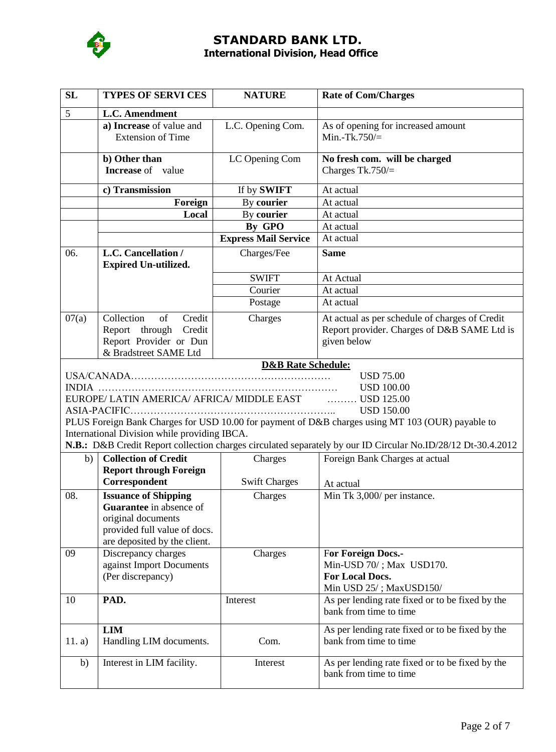# STANDARD BANK LTD.
## International Division, Head Office

| SL | TYPES OF SERVI CES | NATURE | Rate of Com/Charges |
|---|---|---|---|
| 5 | **L.C. Amendment** | | |
| | **a) Increase** of value and Extension of Time | L.C. Opening Com. | As of opening for increased amount Min.-Tk.750/= |
| | **b) Other than Increase** of value | LC Opening Com | **No fresh com. will be charged** Charges Tk.750/= |
| | **c) Transmission** | If by **SWIFT** | At actual |
| | **Foreign** | By **courier** | At actual |
| | **Local** | By **courier** | At actual |
| | | **By GPO** | At actual |
| | | **Express Mail Service** | At actual |
| 06. | **L.C. Cancellation / Expired Un-utilized.** | Charges/Fee | **Same** |
| | | SWIFT | At Actual |
| | | Courier | At actual |
| | | Postage | At actual |
| 07(a) | Collection of Credit Report through Credit Report Provider or Dun & Bradstreet SAME Ltd | Charges | At actual as per schedule of charges of Credit Report provider. Charges of D&B SAME Ltd is given below |
| | **D&B Rate Schedule:**<br>USA/CANADA………………………………………………… USD 75.00<br>INDIA ……………………………………………………………… USD 100.00<br>EUROPE/ LATIN AMERICA/ AFRICA/ MIDDLE EAST ……… USD 125.00<br>ASIA-PACIFIC…………………………………………………….. USD 150.00<br>PLUS Foreign Bank Charges for USD 10.00 for payment of D&B charges using MT 103 (OUR) payable to International Division while providing IBCA.<br>**N.B.:** D&B Credit Report collection charges circulated separately by our ID Circular No.ID/28/12 Dt-30.4.2012 | | |
| b) | **Collection of Credit Report through Foreign Correspondent** | Charges<br>Swift Charges | Foreign Bank Charges at actual<br>At actual |
| 08. | **Issuance of Shipping Guarantee** in absence of original documents provided full value of docs. are deposited by the client. | Charges | Min Tk 3,000/ per instance. |
| 09 | Discrepancy charges against Import Documents (Per discrepancy) | Charges | **For Foreign Docs.-** Min-USD 70/ ; Max USD170. **For Local Docs.** Min USD 25/ ; MaxUSD150/ |
| 10 | **PAD.** | Interest | As per lending rate fixed or to be fixed by the bank from time to time |
| 11. a) | **LIM** Handling LIM documents. | Com. | As per lending rate fixed or to be fixed by the bank from time to time |
| b) | Interest in LIM facility. | Interest | As per lending rate fixed or to be fixed by the bank from time to time |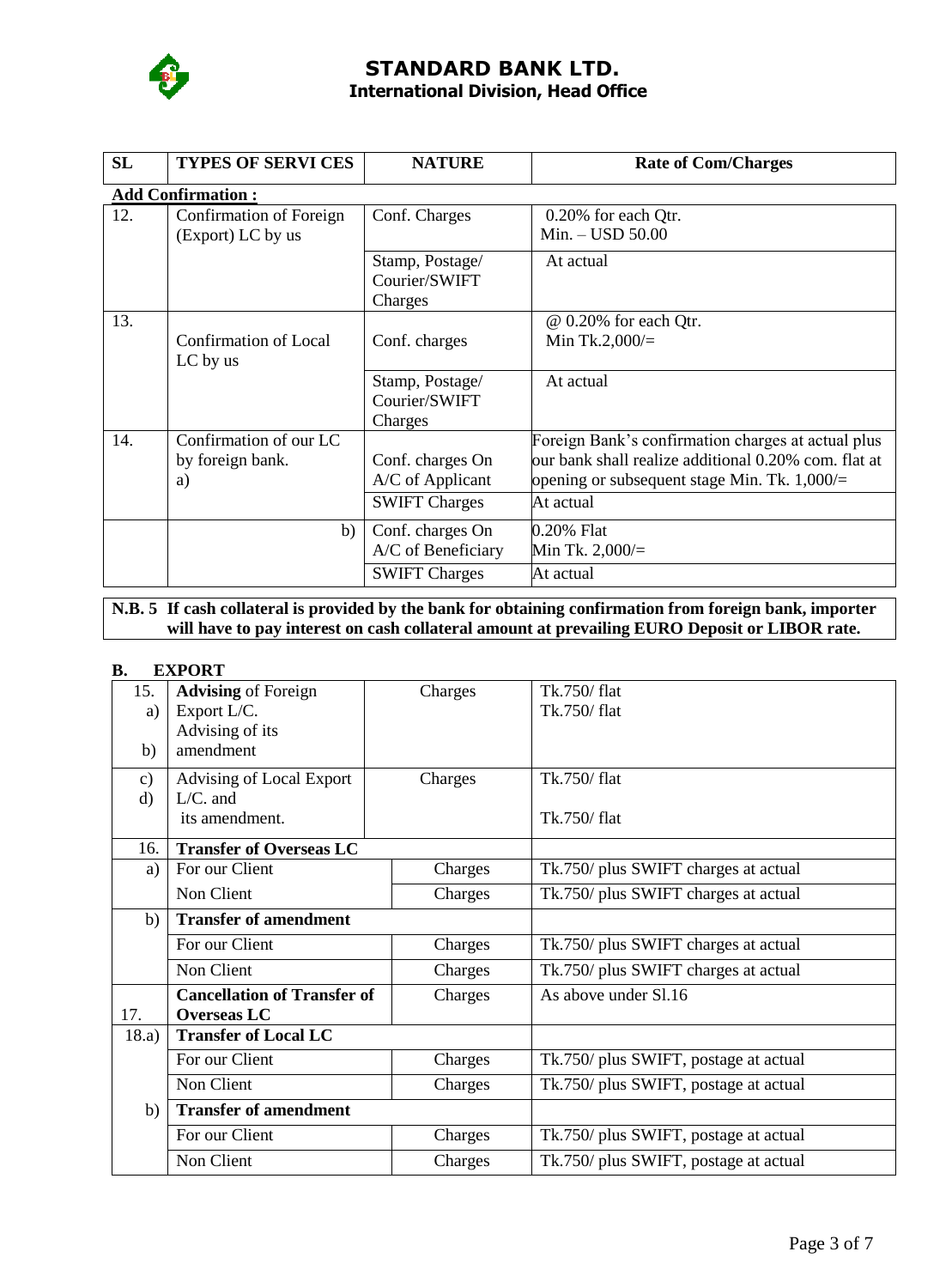# STANDARD BANK LTD.

## International Division, Head Office

| SL | TYPES OF SERVI CES | NATURE | Rate of Com/Charges |
|---|---|---|---|
| **Add Confirmation :** | | | |
| 12. | Confirmation of Foreign (Export) LC by us | Conf. Charges | 0.20% for each Qtr. Min. – USD 50.00 |
| | | Stamp, Postage/ Courier/SWIFT Charges | At actual |
| 13. | Confirmation of Local LC by us | Conf. charges | @ 0.20% for each Qtr. Min Tk.2,000/= |
| | | Stamp, Postage/ Courier/SWIFT Charges | At actual |
| 14. | Confirmation of our LC by foreign bank. a) | Conf. charges On A/C of Applicant | Foreign Bank's confirmation charges at actual plus our bank shall realize additional 0.20% com. flat at opening or subsequent stage Min. Tk. 1,000/= |
| | | SWIFT Charges | At actual |
| | b) | Conf. charges On A/C of Beneficiary | 0.20% Flat Min Tk. 2,000/= |
| | | SWIFT Charges | At actual |

**N.B. 5 If cash collateral is provided by the bank for obtaining confirmation from foreign bank, importer will have to pay interest on cash collateral amount at prevailing EURO Deposit or LIBOR rate.**

### B. EXPORT

| SL | TYPES OF SERVICES | NATURE | Rate of Com/Charges |
|---|---|---|---|
| 15. a) | **Advising** of Foreign Export L/C. | Charges | Tk.750/ flat |
| b) | Advising of its amendment | | Tk.750/ flat |
| c) | Advising of Local Export L/C. and | Charges | Tk.750/ flat |
| d) | its amendment. | | Tk.750/ flat |
| 16. | **Transfer of Overseas LC** | | |
| a) | For our Client | Charges | Tk.750/ plus SWIFT charges at actual |
| | Non Client | Charges | Tk.750/ plus SWIFT charges at actual |
| b) | **Transfer of amendment** | | |
| | For our Client | Charges | Tk.750/ plus SWIFT charges at actual |
| | Non Client | Charges | Tk.750/ plus SWIFT charges at actual |
| 17. | **Cancellation of Transfer of Overseas LC** | Charges | As above under Sl.16 |
| 18.a) | **Transfer of Local LC** | | |
| | For our Client | Charges | Tk.750/ plus SWIFT, postage at actual |
| | Non Client | Charges | Tk.750/ plus SWIFT, postage at actual |
| b) | **Transfer of amendment** | | |
| | For our Client | Charges | Tk.750/ plus SWIFT, postage at actual |
| | Non Client | Charges | Tk.750/ plus SWIFT, postage at actual |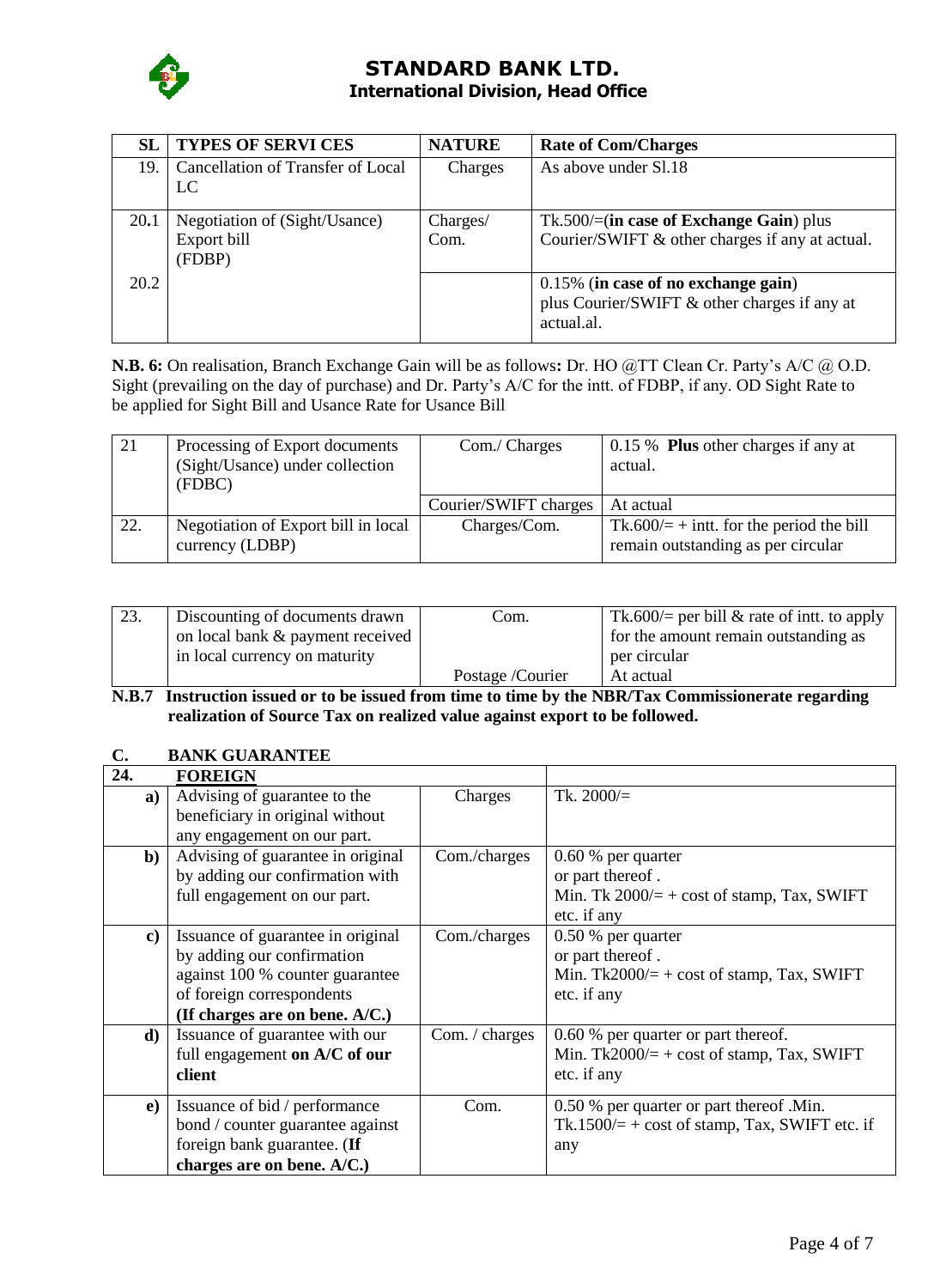# STANDARD BANK LTD.
## International Division, Head Office

| SL | TYPES OF SERVI CES | NATURE | Rate of Com/Charges |
|---|---|---|---|
| 19. | Cancellation of Transfer of Local LC | Charges | As above under Sl.18 |
| 20.1 | Negotiation of (Sight/Usance) Export bill (FDBP) | Charges/ Com. | Tk.500/=(**in case of Exchange Gain**) plus Courier/SWIFT & other charges if any at actual. |
| 20.2 | | | 0.15% (**in case of no exchange gain**) plus Courier/SWIFT & other charges if any at actual.al. |

**N.B. 6:** On realisation, Branch Exchange Gain will be as follows**:** Dr. HO @TT Clean Cr. Party's A/C @ O.D. Sight (prevailing on the day of purchase) and Dr. Party's A/C for the intt. of FDBP, if any. OD Sight Rate to be applied for Sight Bill and Usance Rate for Usance Bill

| | | | |
|---|---|---|---|
| 21 | Processing of Export documents (Sight/Usance) under collection (FDBC) | Com./ Charges | 0.15 % **Plus** other charges if any at actual. |
| | | Courier/SWIFT charges | At actual |
| 22. | Negotiation of Export bill in local currency (LDBP) | Charges/Com. | Tk.600/= + intt. for the period the bill remain outstanding as per circular |

| | | | |
|---|---|---|---|
| 23. | Discounting of documents drawn on local bank & payment received in local currency on maturity | Com. | Tk.600/= per bill & rate of intt. to apply for the amount remain outstanding as per circular |
| | | Postage /Courier | At actual |

**N.B.7 Instruction issued or to be issued from time to time by the NBR/Tax Commissionerate regarding realization of Source Tax on realized value against export to be followed.**

### C. BANK GUARANTEE

| 24. | FOREIGN | | |
|---|---|---|---|
| a) | Advising of guarantee to the beneficiary in original without any engagement on our part. | Charges | Tk. 2000/= |
| b) | Advising of guarantee in original by adding our confirmation with full engagement on our part. | Com./charges | 0.60 % per quarter or part thereof . Min. Tk 2000/= + cost of stamp, Tax, SWIFT etc. if any |
| c) | Issuance of guarantee in original by adding our confirmation against 100 % counter guarantee of foreign correspondents **(If charges are on bene. A/C.)** | Com./charges | 0.50 % per quarter or part thereof . Min. Tk2000/= + cost of stamp, Tax, SWIFT etc. if any |
| d) | Issuance of guarantee with our full engagement **on A/C of our client** | Com. / charges | 0.60 % per quarter or part thereof. Min. Tk2000/= + cost of stamp, Tax, SWIFT etc. if any |
| e) | Issuance of bid / performance bond / counter guarantee against foreign bank guarantee. (**If charges are on bene. A/C.)** | Com. | 0.50 % per quarter or part thereof .Min. Tk.1500/= + cost of stamp, Tax, SWIFT etc. if any |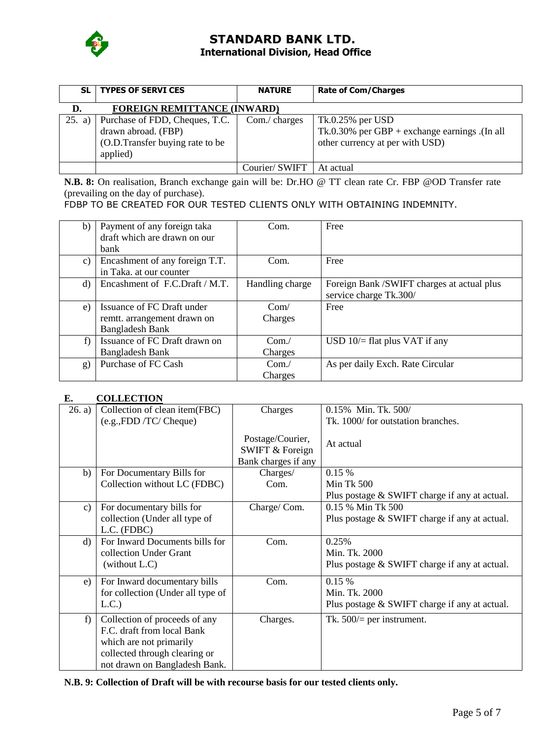# STANDARD BANK LTD.
## International Division, Head Office

| SL | TYPES OF SERVI CES | NATURE | Rate of Com/Charges |
|---|---|---|---|
| **D.** | **FOREIGN REMITTANCE (INWARD)** | | |
| 25. a) | Purchase of FDD, Cheques, T.C. drawn abroad. (FBP) (O.D.Transfer buying rate to be applied) | Com./ charges | Tk.0.25% per USD<br>Tk.0.30% per GBP + exchange earnings .(In all other currency at per with USD) |
| | | Courier/ SWIFT | At actual |

**N.B. 8:** On realisation, Branch exchange gain will be: Dr.HO @ TT clean rate Cr. FBP @OD Transfer rate (prevailing on the day of purchase).

FDBP TO BE CREATED FOR OUR TESTED CLIENTS ONLY WITH OBTAINING INDEMNITY.

| SL | TYPES OF SERVI CES | NATURE | Rate of Com/Charges |
|---|---|---|---|
| b) | Payment of any foreign taka draft which are drawn on our bank | Com. | Free |
| c) | Encashment of any foreign T.T. in Taka. at our counter | Com. | Free |
| d) | Encashment of F.C.Draft / M.T. | Handling charge | Foreign Bank /SWIFT charges at actual plus service charge Tk.300/ |
| e) | Issuance of FC Draft under remtt. arrangement drawn on Bangladesh Bank | Com/ Charges | Free |
| f) | Issuance of FC Draft drawn on Bangladesh Bank | Com./ Charges | USD 10/= flat plus VAT if any |
| g) | Purchase of FC Cash | Com./ Charges | As per daily Exch. Rate Circular |

**E. COLLECTION**

| SL | TYPES OF SERVI CES | NATURE | Rate of Com/Charges |
|---|---|---|---|
| 26. a) | Collection of clean item(FBC) (e.g.,FDD /TC/ Cheque) | Charges | 0.15% Min. Tk. 500/<br>Tk. 1000/ for outstation branches. |
| | | Postage/Courier, SWIFT & Foreign Bank charges if any | At actual |
| b) | For Documentary Bills for Collection without LC (FDBC) | Charges/ Com. | 0.15 %<br>Min Tk 500<br>Plus postage & SWIFT charge if any at actual. |
| c) | For documentary bills for collection (Under all type of L.C. (FDBC) | Charge/ Com. | 0.15 % Min Tk 500<br>Plus postage & SWIFT charge if any at actual. |
| d) | For Inward Documents bills for collection Under Grant (without L.C) | Com. | 0.25%<br>Min. Tk. 2000<br>Plus postage & SWIFT charge if any at actual. |
| e) | For Inward documentary bills for collection (Under all type of L.C.) | Com. | 0.15 %<br>Min. Tk. 2000<br>Plus postage & SWIFT charge if any at actual. |
| f) | Collection of proceeds of any F.C. draft from local Bank which are not primarily collected through clearing or not drawn on Bangladesh Bank. | Charges. | Tk. 500/= per instrument. |

**N.B. 9: Collection of Draft will be with recourse basis for our tested clients only.**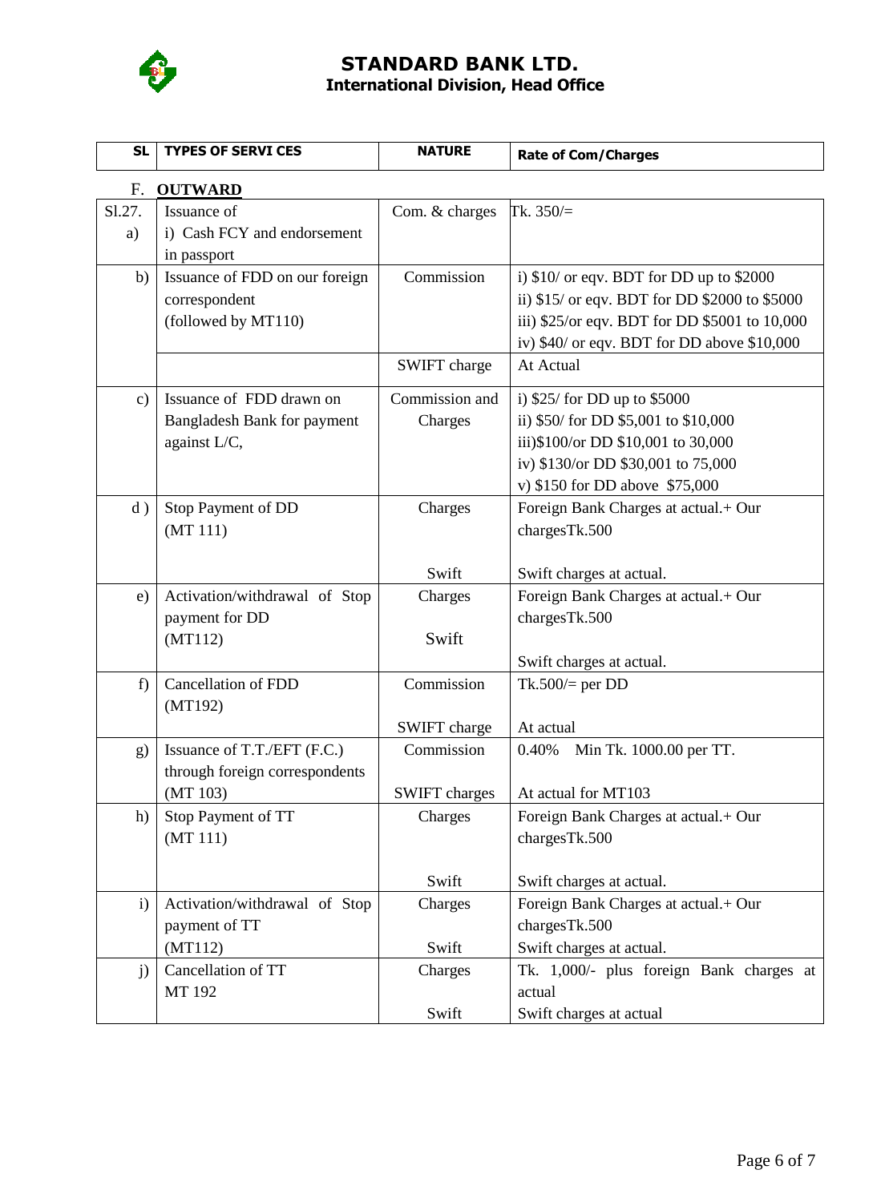# STANDARD BANK LTD.
## International Division, Head Office

| SL | TYPES OF SERVI CES | NATURE | Rate of Com/Charges |
|---|---|---|---|
| **F.** | **OUTWARD** | | |
| Sl.27. a) | Issuance of i) Cash FCY and endorsement in passport | Com. & charges | Tk. 350/= |
| b) | Issuance of FDD on our foreign correspondent (followed by MT110) | Commission | i) $10/ or eqv. BDT for DD up to $2000<br>ii) $15/ or eqv. BDT for DD $2000 to $5000<br>iii) $25/or eqv. BDT for DD $5001 to 10,000<br>iv) $40/ or eqv. BDT for DD above $10,000 |
| | | SWIFT charge | At Actual |
| c) | Issuance of FDD drawn on Bangladesh Bank for payment against L/C, | Commission and Charges | i) $25/ for DD up to $5000<br>ii) $50/ for DD $5,001 to $10,000<br>iii)$100/or DD $10,001 to 30,000<br>iv) $130/or DD $30,001 to 75,000<br>v) $150 for DD above $75,000 |
| d ) | Stop Payment of DD (MT 111) | Charges<br><br>Swift | Foreign Bank Charges at actual.+ Our chargesTk.500<br><br>Swift charges at actual. |
| e) | Activation/withdrawal of Stop payment for DD (MT112) | Charges<br><br>Swift | Foreign Bank Charges at actual.+ Our chargesTk.500<br><br>Swift charges at actual. |
| f) | Cancellation of FDD (MT192) | Commission<br><br>SWIFT charge | Tk.500/= per DD<br><br>At actual |
| g) | Issuance of T.T./EFT (F.C.) through foreign correspondents (MT 103) | Commission<br><br>SWIFT charges | 0.40% Min Tk. 1000.00 per TT.<br><br>At actual for MT103 |
| h) | Stop Payment of TT (MT 111) | Charges<br><br>Swift | Foreign Bank Charges at actual.+ Our chargesTk.500<br><br>Swift charges at actual. |
| i) | Activation/withdrawal of Stop payment of TT (MT112) | Charges<br><br>Swift | Foreign Bank Charges at actual.+ Our chargesTk.500<br>Swift charges at actual. |
| j) | Cancellation of TT MT 192 | Charges<br><br>Swift | Tk. 1,000/- plus foreign Bank charges at actual<br>Swift charges at actual |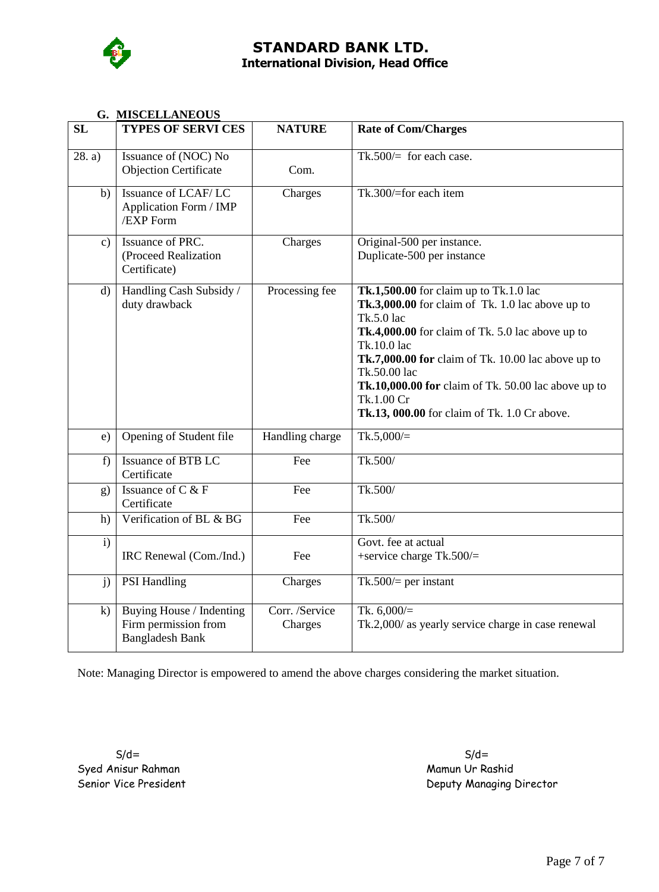**STANDARD BANK LTD.**
**International Division, Head Office**

### G. MISCELLANEOUS

| SL | TYPES OF SERVI CES | NATURE | Rate of Com/Charges |
|---|---|---|---|
| 28. a) | Issuance of (NOC) No Objection Certificate | Com. | Tk.500/= for each case. |
| b) | Issuance of LCAF/ LC Application Form / IMP /EXP Form | Charges | Tk.300/=for each item |
| c) | Issuance of PRC. (Proceed Realization Certificate) | Charges | Original-500 per instance.<br>Duplicate-500 per instance |
| d) | Handling Cash Subsidy / duty drawback | Processing fee | **Tk.1,500.00** for claim up to Tk.1.0 lac<br>**Tk.3,000.00** for claim of Tk. 1.0 lac above up to Tk.5.0 lac<br>**Tk.4,000.00** for claim of Tk. 5.0 lac above up to Tk.10.0 lac<br>**Tk.7,000.00 for** claim of Tk. 10.00 lac above up to Tk.50.00 lac<br>**Tk.10,000.00 for** claim of Tk. 50.00 lac above up to Tk.1.00 Cr<br>**Tk.13, 000.00** for claim of Tk. 1.0 Cr above. |
| e) | Opening of Student file | Handling charge | Tk.5,000/= |
| f) | Issuance of BTB LC Certificate | Fee | Tk.500/ |
| g) | Issuance of C & F Certificate | Fee | Tk.500/ |
| h) | Verification of BL & BG | Fee | Tk.500/ |
| i) | IRC Renewal (Com./Ind.) | Fee | Govt. fee at actual<br>+service charge Tk.500/= |
| j) | PSI Handling | Charges | Tk.500/= per instant |
| k) | Buying House / Indenting Firm permission from Bangladesh Bank | Corr. /Service Charges | Tk. 6,000/=<br>Tk.2,000/ as yearly service charge in case renewal |

Note: Managing Director is empowered to amend the above charges considering the market situation.

S/d=
Syed Anisur Rahman
Senior Vice President

S/d=
Mamun Ur Rashid
Deputy Managing Director